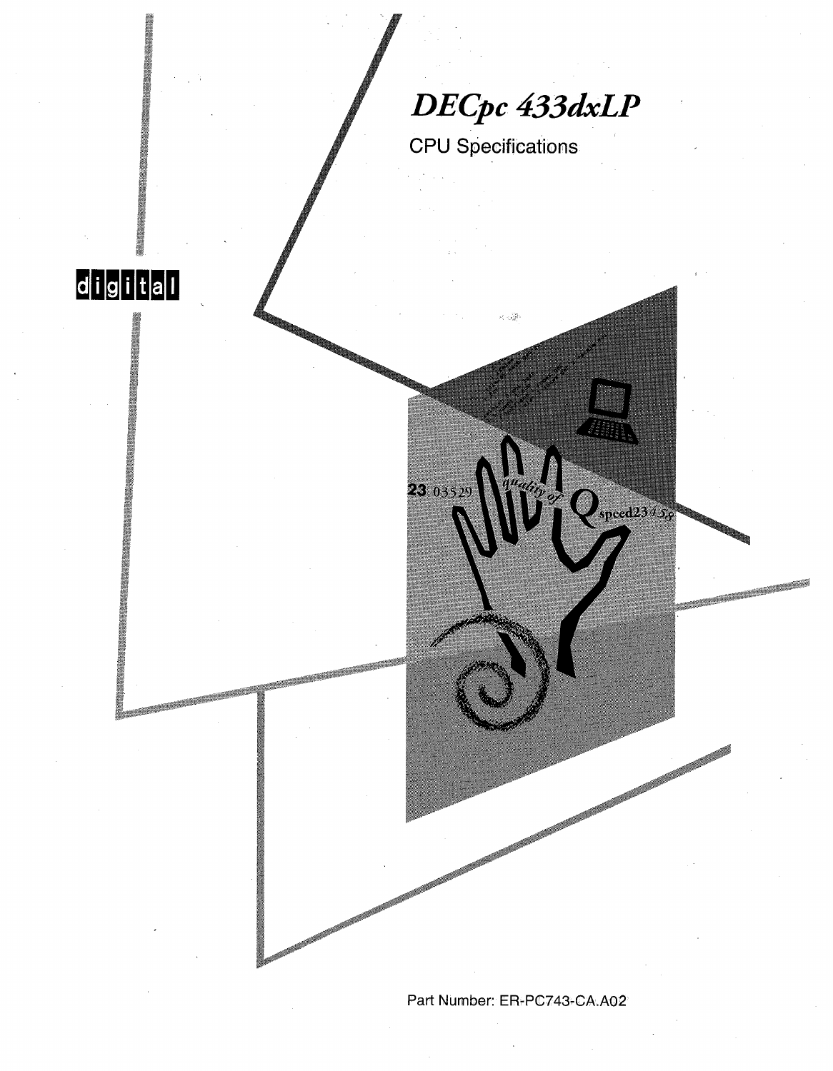# *DECpc 433dxLP*

## CPU Specifications

digital

Part Number: ER-PC743-CA.A02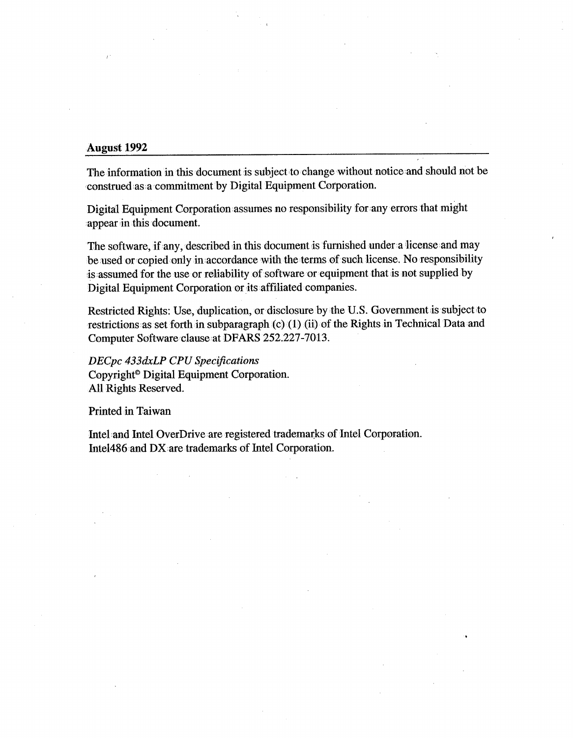**August 1992**

The information in this document is subject to change without notice and should not be construed as a commitment by Digital Equipment Corporation.

Digital Equipment Corporation assumes no responsibility for any errors that might appear in this document.

The software, if any, described in this document is furnished under a license and may be used or copied only in accordance with the terms of such license. No responsibility is assumed for the use or reliability of software or equipment that is not supplied by Digital Equipment Corporation or its affiliated companies.

Restricted Rights: Use, duplication, or disclosure by the U.S. Government is subject to restrictions as set forth in subparagraph (c) (1) (ii) of the Rights in Technical Data and Computer Software clause at DFARS 252.227-7013.

*DECpc 433dxLP CPU Specifications*
Copyright© Digital Equipment Corporation.
All Rights Reserved.

Printed in Taiwan

Intel and Intel OverDrive are registered trademarks of Intel Corporation.
Intel486 and DX are trademarks of Intel Corporation.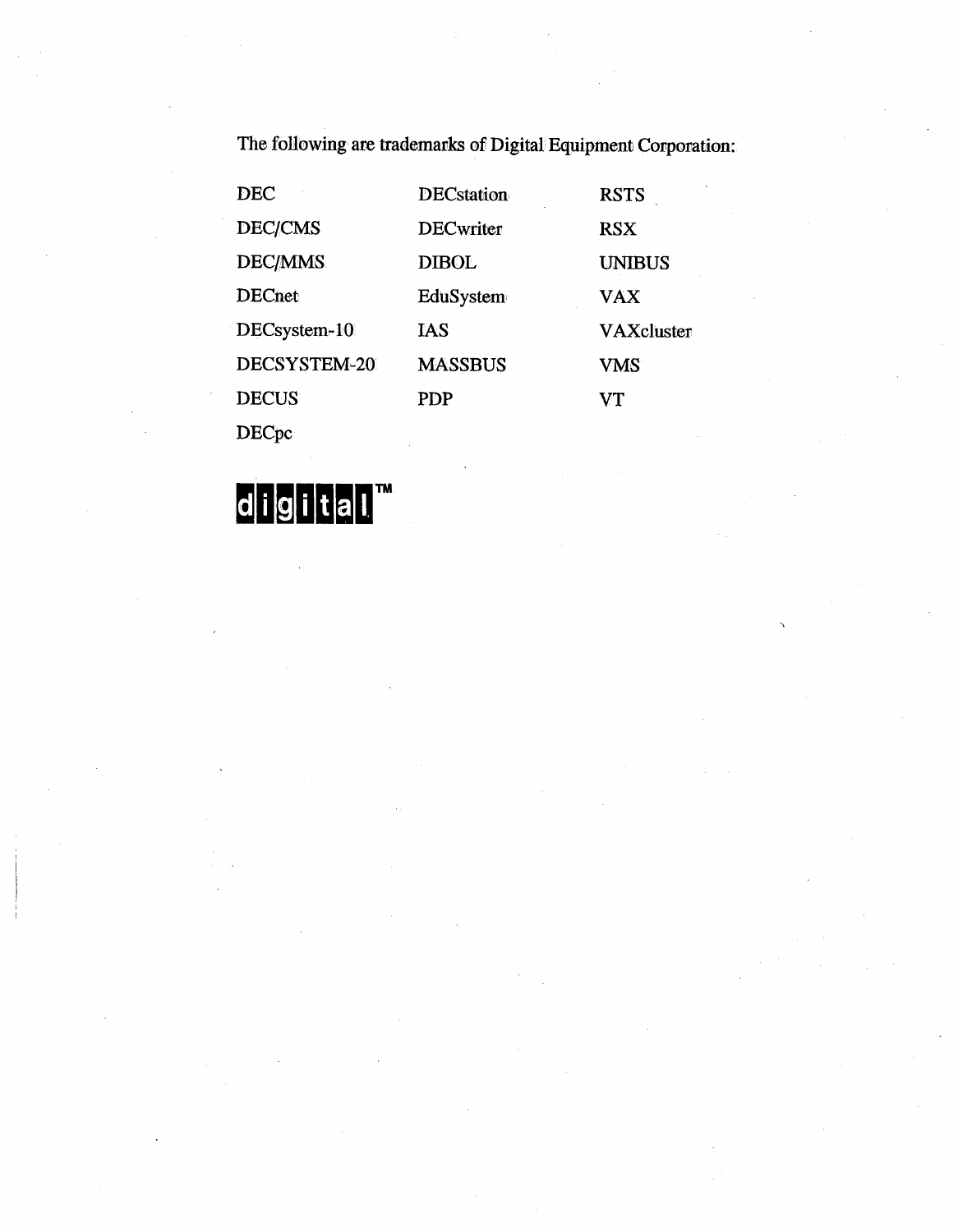The following are trademarks of Digital Equipment Corporation:

| | | |
|---|---|---|
| DEC | DECstation | RSTS |
| DEC/CMS | DECwriter | RSX |
| DEC/MMS | DIBOL | UNIBUS |
| DECnet | EduSystem | VAX |
| DECsystem-10 | IAS | VAXcluster |
| DECSYSTEM-20 | MASSBUS | VMS |
| DECUS | PDP | VT |
| DECpc | | |

digital™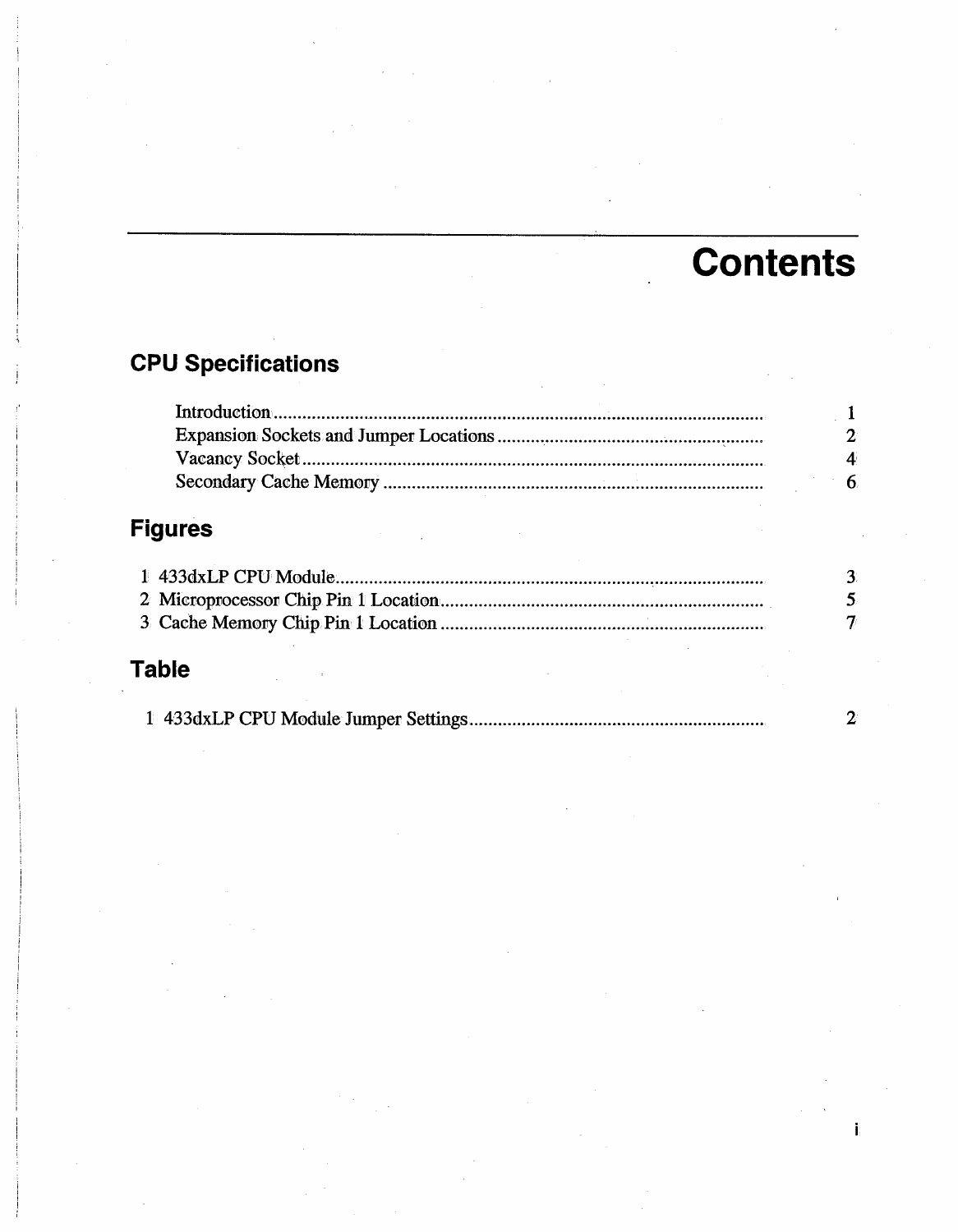# Contents

## CPU Specifications

| | |
|---|---|
| Introduction | 1 |
| Expansion Sockets and Jumper Locations | 2 |
| Vacancy Socket | 4 |
| Secondary Cache Memory | 6 |

## Figures

| | |
|---|---|
| 1 433dxLP CPU Module | 3 |
| 2 Microprocessor Chip Pin 1 Location | 5 |
| 3 Cache Memory Chip Pin 1 Location | 7 |

## Table

| | |
|---|---|
| 1 433dxLP CPU Module Jumper Settings | 2 |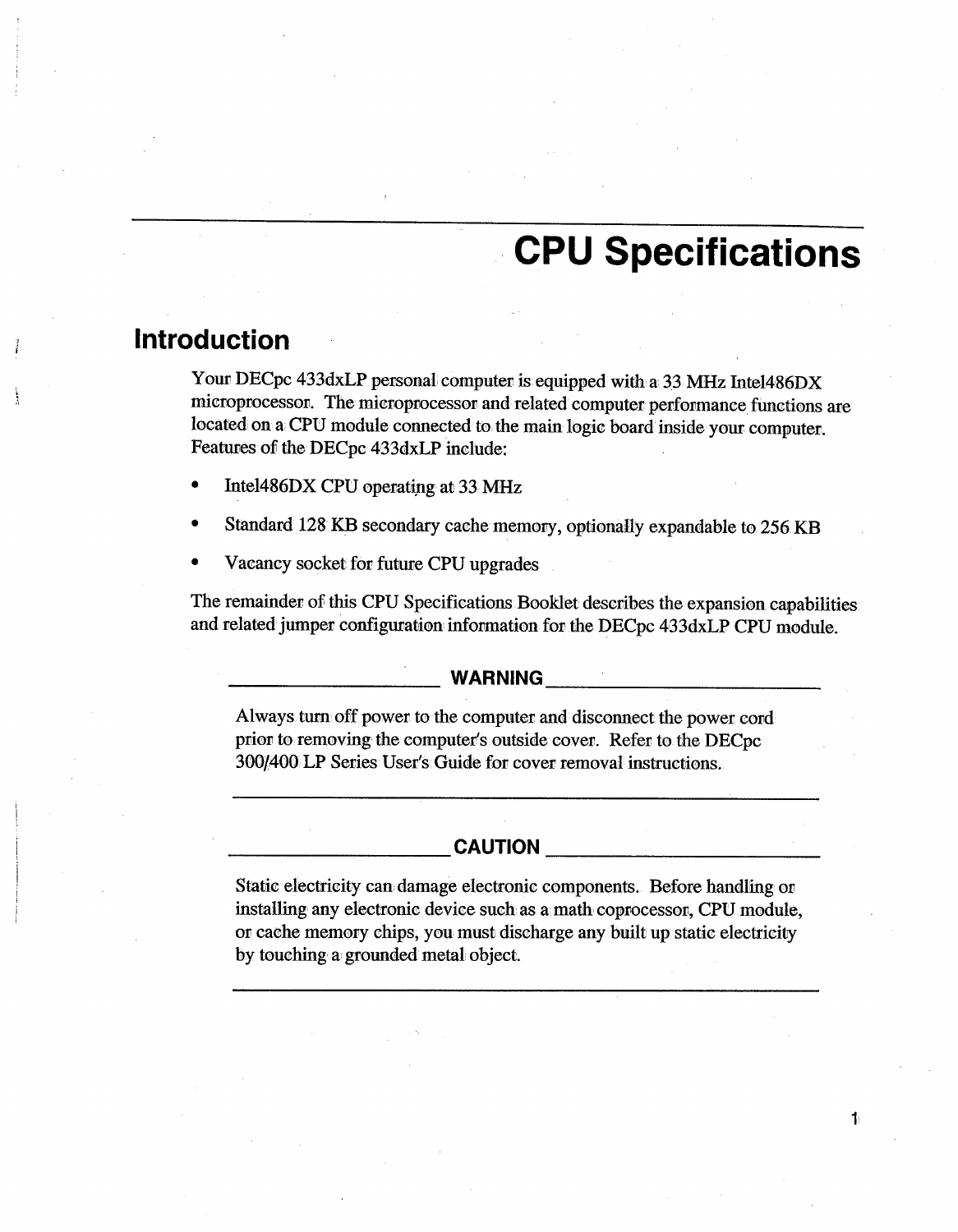# CPU Specifications

## Introduction

Your DECpc 433dxLP personal computer is equipped with a 33 MHz Intel486DX microprocessor. The microprocessor and related computer performance functions are located on a CPU module connected to the main logic board inside your computer. Features of the DECpc 433dxLP include:

- Intel486DX CPU operating at 33 MHz
- Standard 128 KB secondary cache memory, optionally expandable to 256 KB
- Vacancy socket for future CPU upgrades

The remainder of this CPU Specifications Booklet describes the expansion capabilities and related jumper configuration information for the DECpc 433dxLP CPU module.

**WARNING**

Always turn off power to the computer and disconnect the power cord prior to removing the computer's outside cover. Refer to the DECpc 300/400 LP Series User's Guide for cover removal instructions.

**CAUTION**

Static electricity can damage electronic components. Before handling or installing any electronic device such as a math coprocessor, CPU module, or cache memory chips, you must discharge any built up static electricity by touching a grounded metal object.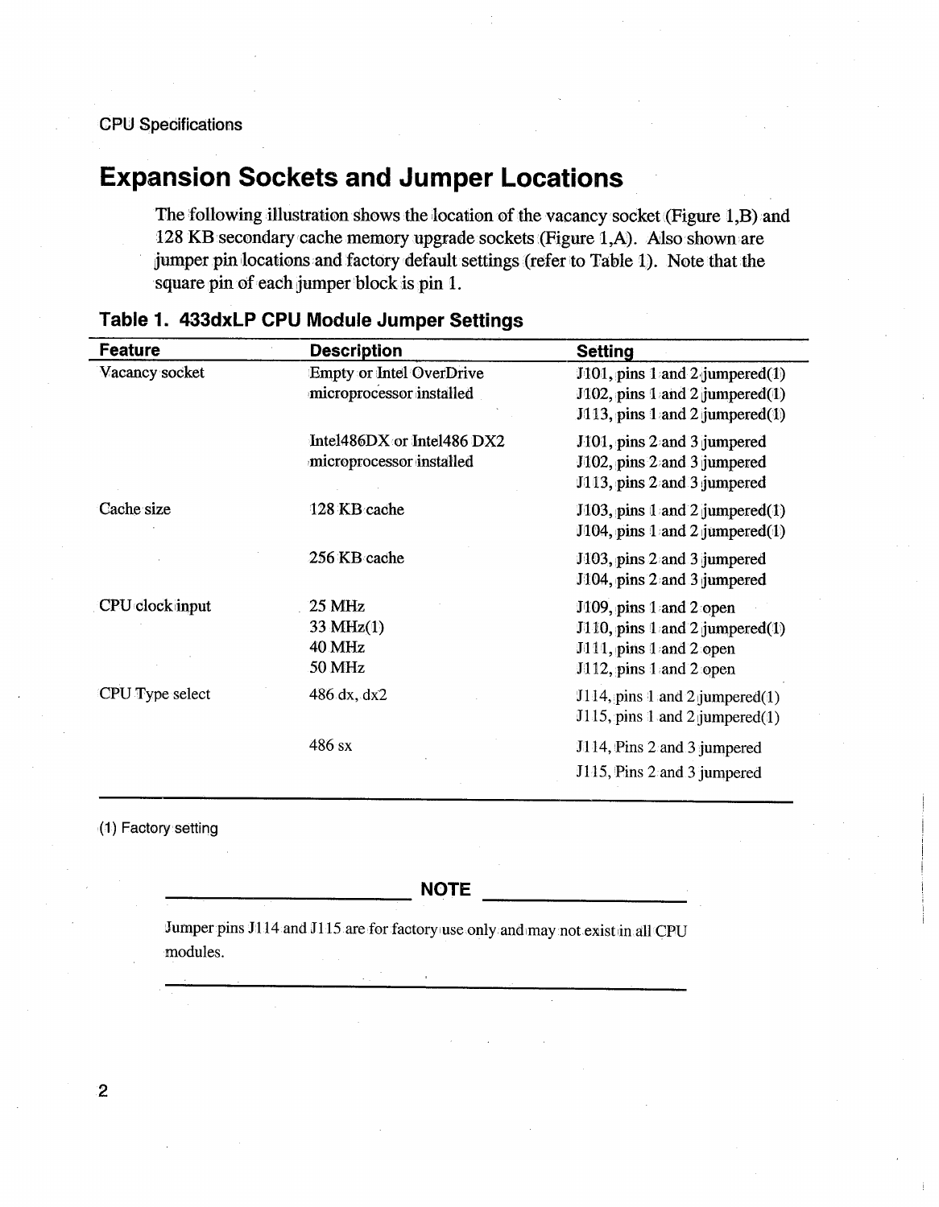## Expansion Sockets and Jumper Locations

The following illustration shows the location of the vacancy socket (Figure 1,B) and 128 KB secondary cache memory upgrade sockets (Figure 1,A). Also shown are jumper pin locations and factory default settings (refer to Table 1). Note that the square pin of each jumper block is pin 1.

### Table 1. 433dxLP CPU Module Jumper Settings

| Feature | Description | Setting |
| --- | --- | --- |
| Vacancy socket | Empty or Intel OverDrive microprocessor installed | J101, pins 1 and 2 jumpered(1)<br>J102, pins 1 and 2 jumpered(1)<br>J113, pins 1 and 2 jumpered(1) |
| | Intel486DX or Intel486 DX2 microprocessor installed | J101, pins 2 and 3 jumpered<br>J102, pins 2 and 3 jumpered<br>J113, pins 2 and 3 jumpered |
| Cache size | 128 KB cache | J103, pins 1 and 2 jumpered(1)<br>J104, pins 1 and 2 jumpered(1) |
| | 256 KB cache | J103, pins 2 and 3 jumpered<br>J104, pins 2 and 3 jumpered |
| CPU clock input | 25 MHz<br>33 MHz(1)<br>40 MHz<br>50 MHz | J109, pins 1 and 2 open<br>J110, pins 1 and 2 jumpered(1)<br>J111, pins 1 and 2 open<br>J112, pins 1 and 2 open |
| CPU Type select | 486 dx, dx2 | J114, pins 1 and 2 jumpered(1)<br>J115, pins 1 and 2 jumpered(1) |
| | 486 sx | J114, Pins 2 and 3 jumpered<br>J115, Pins 2 and 3 jumpered |

(1) Factory setting

**NOTE**

Jumper pins J114 and J115 are for factory use only and may not exist in all CPU modules.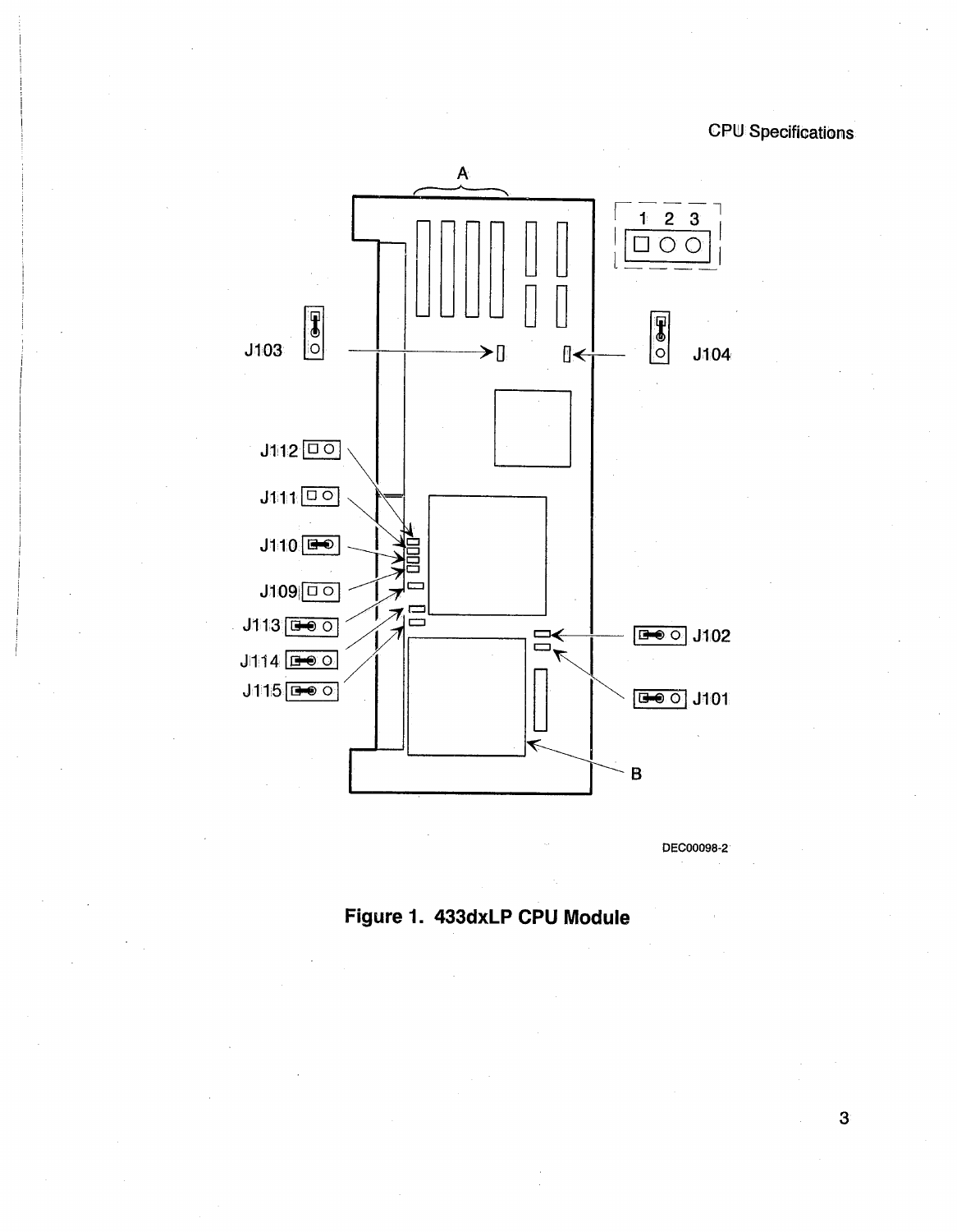Figure 1. 433dxLP CPU Module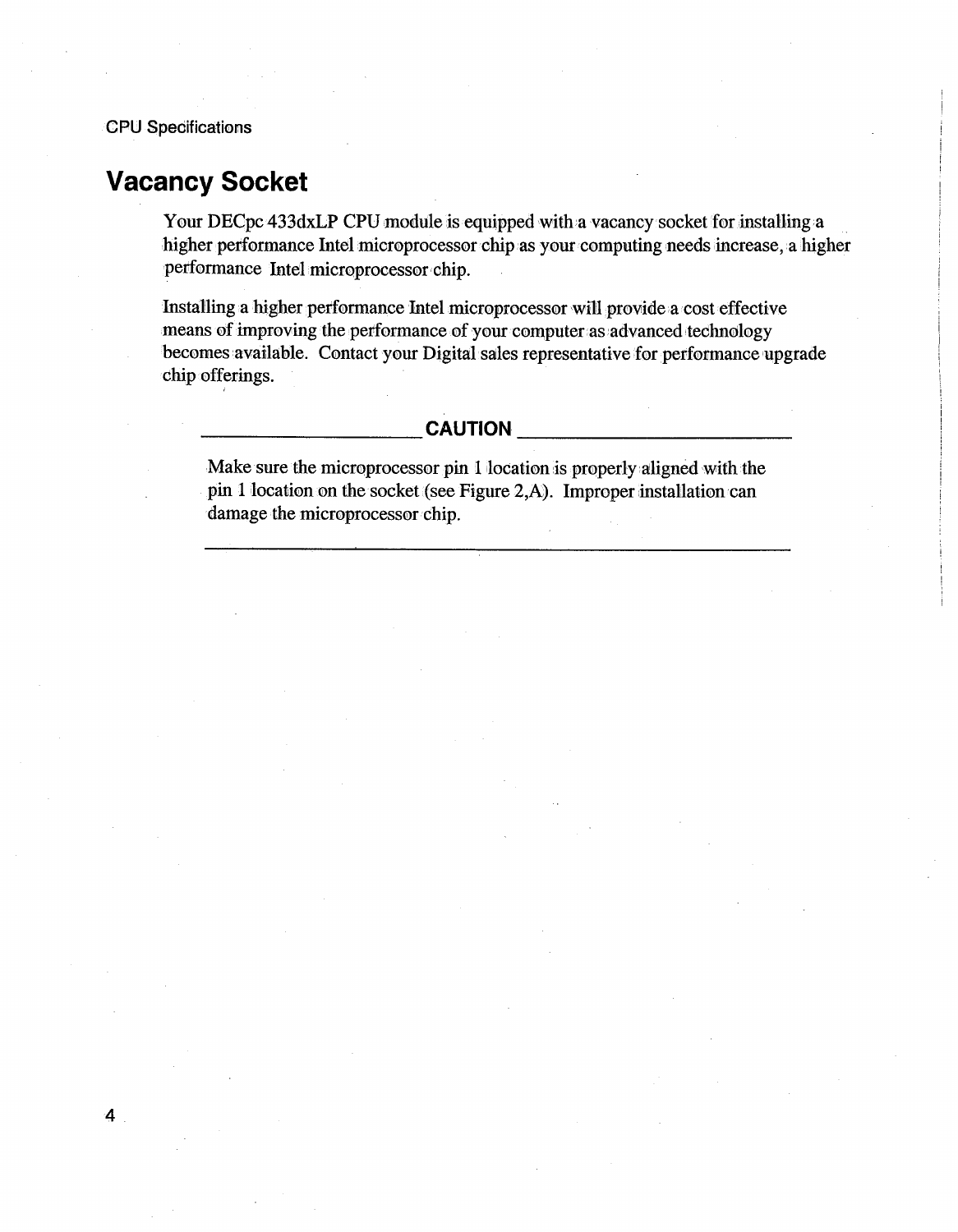## Vacancy Socket

Your DECpc 433dxLP CPU module is equipped with a vacancy socket for installing a higher performance Intel microprocessor chip as your computing needs increase, a higher performance Intel microprocessor chip.

Installing a higher performance Intel microprocessor will provide a cost effective means of improving the performance of your computer as advanced technology becomes available. Contact your Digital sales representative for performance upgrade chip offerings.

**CAUTION**

Make sure the microprocessor pin 1 location is properly aligned with the pin 1 location on the socket (see Figure 2,A). Improper installation can damage the microprocessor chip.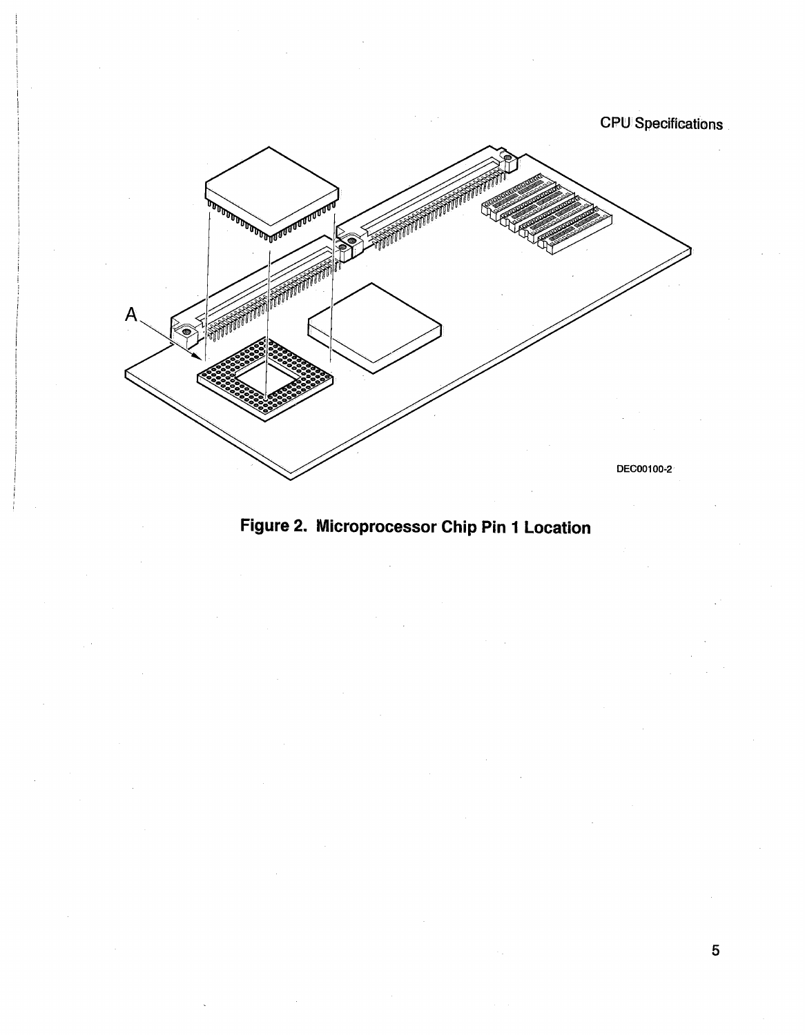Figure 2. Microprocessor Chip Pin 1 Location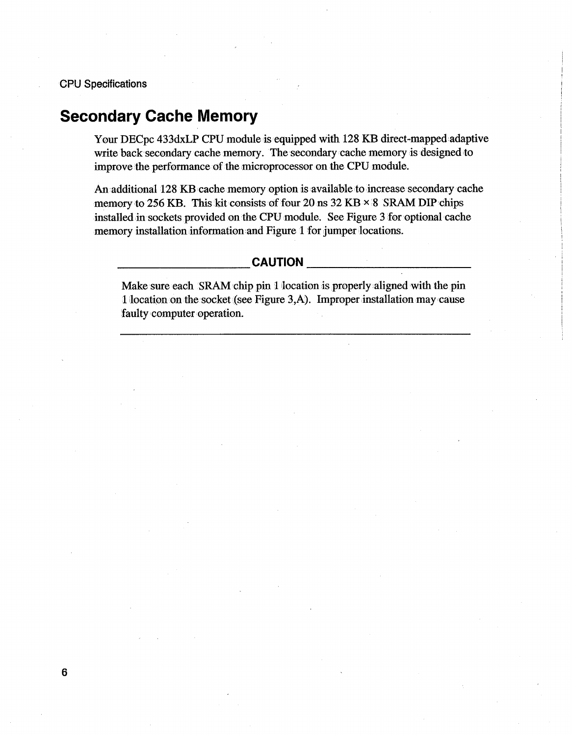## Secondary Cache Memory

Your DECpc 433dxLP CPU module is equipped with 128 KB direct-mapped adaptive write back secondary cache memory. The secondary cache memory is designed to improve the performance of the microprocessor on the CPU module.

An additional 128 KB cache memory option is available to increase secondary cache memory to 256 KB. This kit consists of four 20 ns 32 KB × 8 SRAM DIP chips installed in sockets provided on the CPU module. See Figure 3 for optional cache memory installation information and Figure 1 for jumper locations.

**CAUTION**

Make sure each SRAM chip pin 1 location is properly aligned with the pin 1 location on the socket (see Figure 3,A). Improper installation may cause faulty computer operation.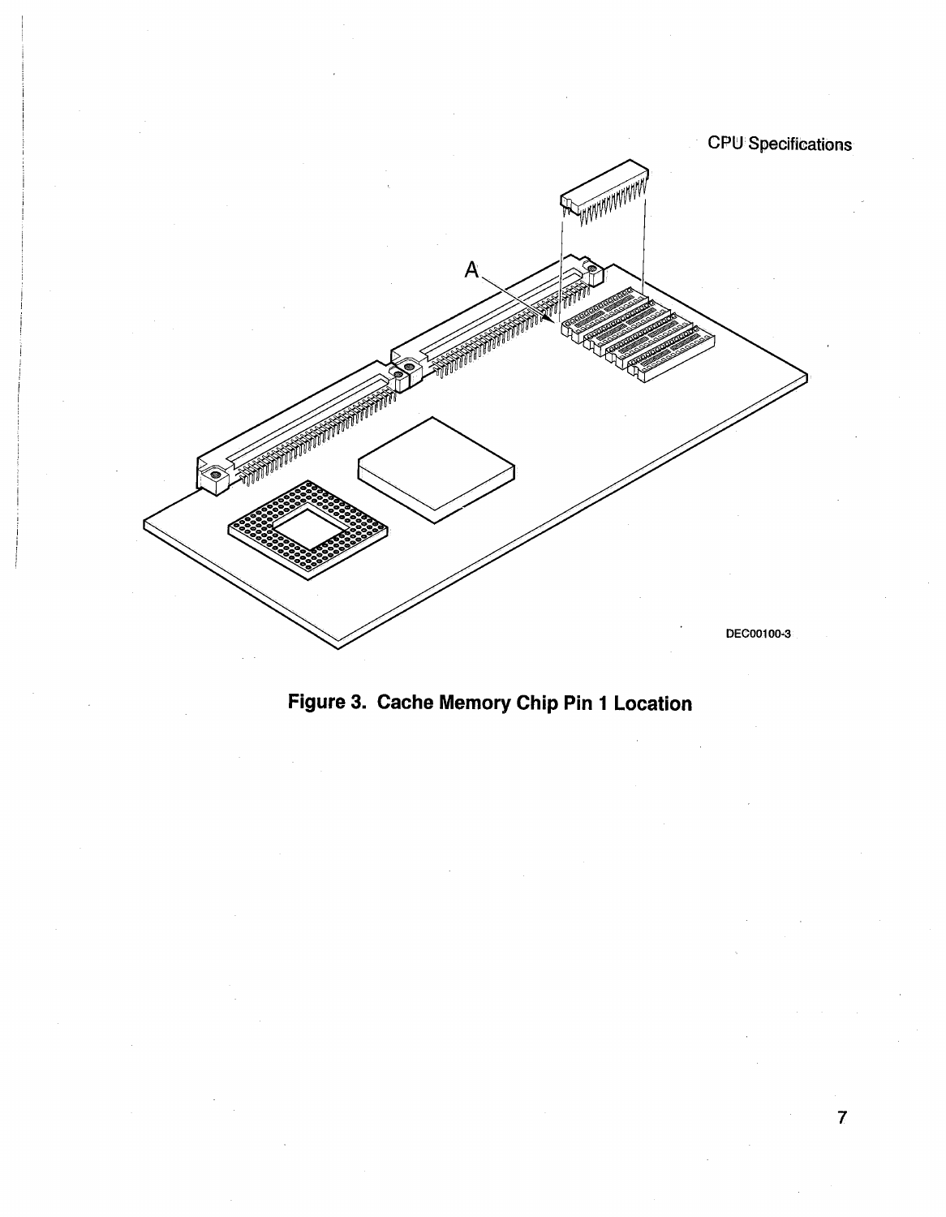**Figure 3. Cache Memory Chip Pin 1 Location**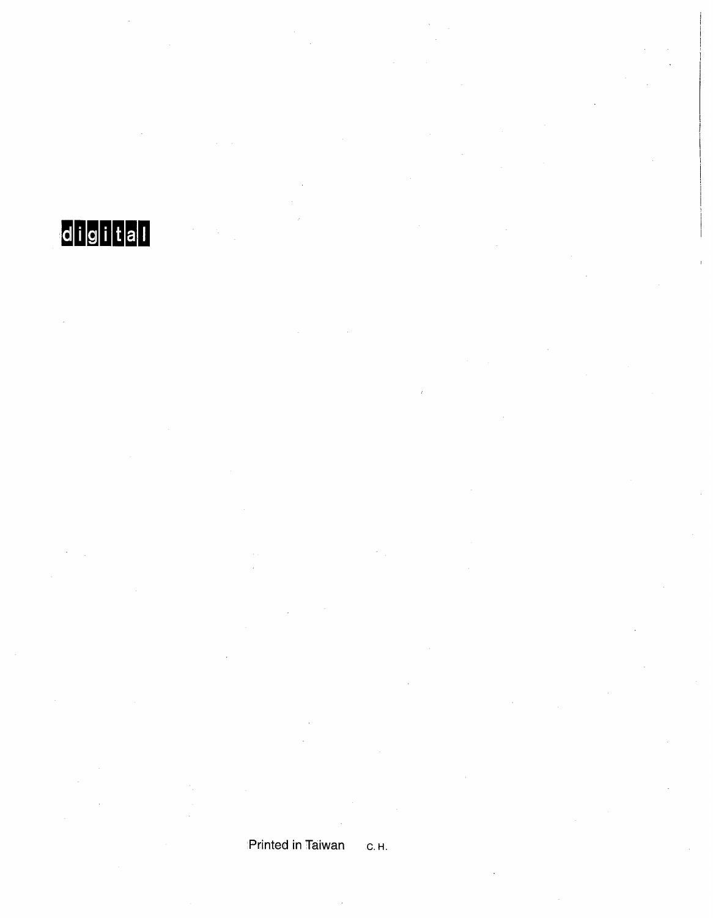digital

Printed in Taiwan C. H.